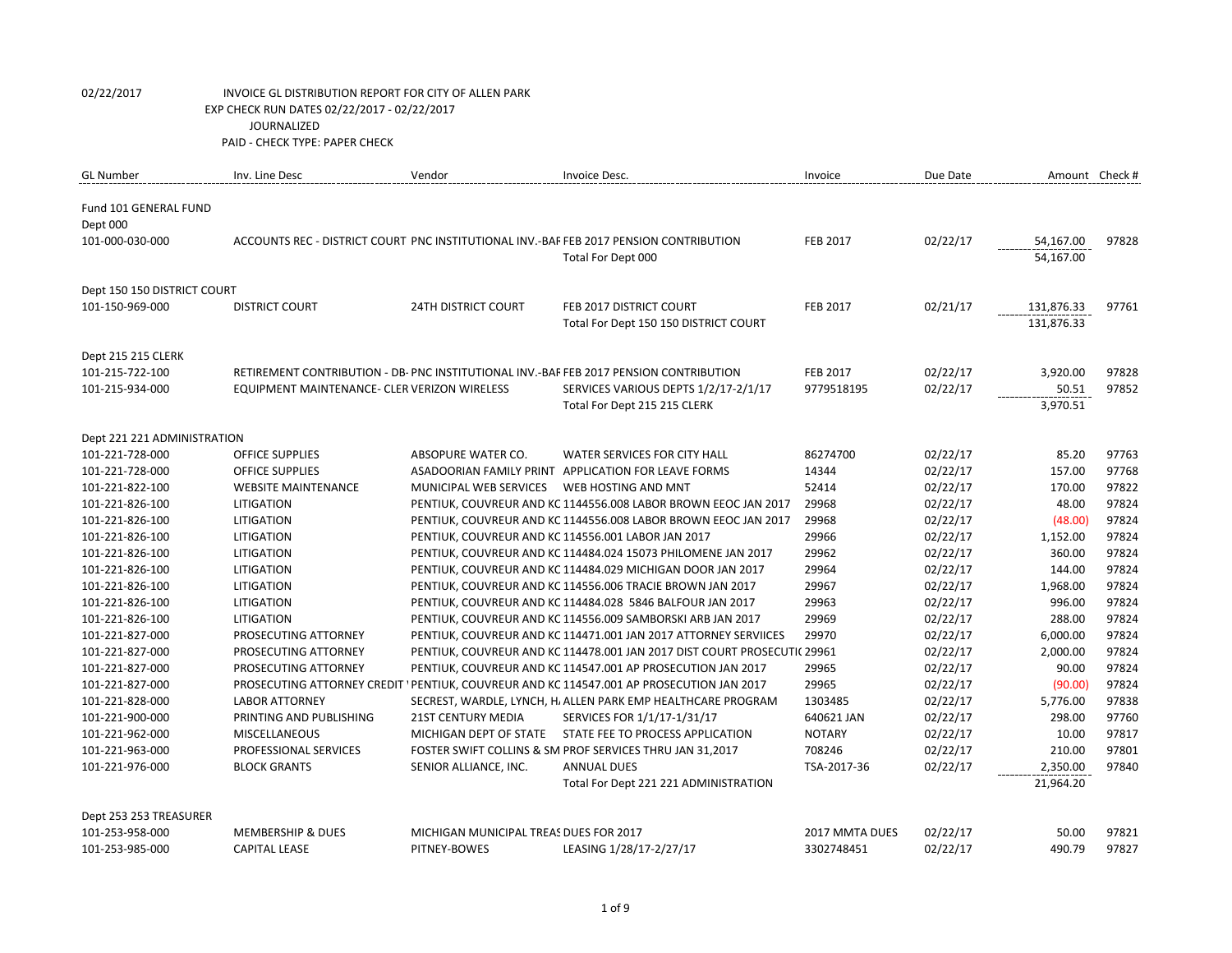02/22/2017 INVOICE GL DISTRIBUTION REPORT FOR CITY OF ALLEN PARK
EXP CHECK RUN DATES 02/22/2017 - 02/22/2017
JOURNALIZED
PAID - CHECK TYPE: PAPER CHECK

| GL Number | Inv. Line Desc | Vendor | Invoice Desc. | Invoice | Due Date | Amount | Check # |
|---|---|---|---|---|---|---|---|
| Fund 101 GENERAL FUND | | | | | | | |
| Dept 000 | | | | | | | |
| 101-000-030-000 | ACCOUNTS REC - DISTRICT COURT | PNC INSTITUTIONAL INV.-BAF | FEB 2017 PENSION CONTRIBUTION | FEB 2017 | 02/22/17 | 54,167.00 | 97828 |
| | | | Total For Dept 000 | | | 54,167.00 | |
| Dept 150 150 DISTRICT COURT | | | | | | | |
| 101-150-969-000 | DISTRICT COURT | 24TH DISTRICT COURT | FEB 2017 DISTRICT COURT | FEB 2017 | 02/21/17 | 131,876.33 | 97761 |
| | | | Total For Dept 150 150 DISTRICT COURT | | | 131,876.33 | |
| Dept 215 215 CLERK | | | | | | | |
| 101-215-722-100 | RETIREMENT CONTRIBUTION - DB- | PNC INSTITUTIONAL INV.-BAF | FEB 2017 PENSION CONTRIBUTION | FEB 2017 | 02/22/17 | 3,920.00 | 97828 |
| 101-215-934-000 | EQUIPMENT MAINTENANCE- CLER | VERIZON WIRELESS | SERVICES VARIOUS DEPTS 1/2/17-2/1/17 | 9779518195 | 02/22/17 | 50.51 | 97852 |
| | | | Total For Dept 215 215 CLERK | | | 3,970.51 | |
| Dept 221 221 ADMINISTRATION | | | | | | | |
| 101-221-728-000 | OFFICE SUPPLIES | ABSOPURE WATER CO. | WATER SERVICES FOR CITY HALL | 86274700 | 02/22/17 | 85.20 | 97763 |
| 101-221-728-000 | OFFICE SUPPLIES | ASADOORIAN FAMILY PRINT | APPLICATION FOR LEAVE FORMS | 14344 | 02/22/17 | 157.00 | 97768 |
| 101-221-822-100 | WEBSITE MAINTENANCE | MUNICIPAL WEB SERVICES | WEB HOSTING AND MNT | 52414 | 02/22/17 | 170.00 | 97822 |
| 101-221-826-100 | LITIGATION | PENTIUK, COUVREUR AND KC | 1144556.008 LABOR BROWN EEOC JAN 2017 | 29968 | 02/22/17 | 48.00 | 97824 |
| 101-221-826-100 | LITIGATION | PENTIUK, COUVREUR AND KC | 1144556.008 LABOR BROWN EEOC JAN 2017 | 29968 | 02/22/17 | (48.00) | 97824 |
| 101-221-826-100 | LITIGATION | PENTIUK, COUVREUR AND KC | 114556.001 LABOR JAN 2017 | 29966 | 02/22/17 | 1,152.00 | 97824 |
| 101-221-826-100 | LITIGATION | PENTIUK, COUVREUR AND KC | 114484.024 15073 PHILOMENE JAN 2017 | 29962 | 02/22/17 | 360.00 | 97824 |
| 101-221-826-100 | LITIGATION | PENTIUK, COUVREUR AND KC | 114484.029 MICHIGAN DOOR JAN 2017 | 29964 | 02/22/17 | 144.00 | 97824 |
| 101-221-826-100 | LITIGATION | PENTIUK, COUVREUR AND KC | 114556.006 TRACIE BROWN JAN 2017 | 29967 | 02/22/17 | 1,968.00 | 97824 |
| 101-221-826-100 | LITIGATION | PENTIUK, COUVREUR AND KC | 114484.028 5846 BALFOUR JAN 2017 | 29963 | 02/22/17 | 996.00 | 97824 |
| 101-221-826-100 | LITIGATION | PENTIUK, COUVREUR AND KC | 114556.009 SAMBORSKI ARB JAN 2017 | 29969 | 02/22/17 | 288.00 | 97824 |
| 101-221-827-000 | PROSECUTING ATTORNEY | PENTIUK, COUVREUR AND KC | 114471.001 JAN 2017 ATTORNEY SERVIICES | 29970 | 02/22/17 | 6,000.00 | 97824 |
| 101-221-827-000 | PROSECUTING ATTORNEY | PENTIUK, COUVREUR AND KC | 114478.001 JAN 2017 DIST COURT PROSECUTI( | 29961 | 02/22/17 | 2,000.00 | 97824 |
| 101-221-827-000 | PROSECUTING ATTORNEY | PENTIUK, COUVREUR AND KC | 114547.001 AP PROSECUTION JAN 2017 | 29965 | 02/22/17 | 90.00 | 97824 |
| 101-221-827-000 | PROSECUTING ATTORNEY CREDIT | PENTIUK, COUVREUR AND KC | 114547.001 AP PROSECUTION JAN 2017 | 29965 | 02/22/17 | (90.00) | 97824 |
| 101-221-828-000 | LABOR ATTORNEY | SECREST, WARDLE, LYNCH, H, | ALLEN PARK EMP HEALTHCARE PROGRAM | 1303485 | 02/22/17 | 5,776.00 | 97838 |
| 101-221-900-000 | PRINTING AND PUBLISHING | 21ST CENTURY MEDIA | SERVICES FOR 1/1/17-1/31/17 | 640621 JAN | 02/22/17 | 298.00 | 97760 |
| 101-221-962-000 | MISCELLANEOUS | MICHIGAN DEPT OF STATE | STATE FEE TO PROCESS APPLICATION | NOTARY | 02/22/17 | 10.00 | 97817 |
| 101-221-963-000 | PROFESSIONAL SERVICES | FOSTER SWIFT COLLINS & SM | PROF SERVICES THRU JAN 31,2017 | 708246 | 02/22/17 | 210.00 | 97801 |
| 101-221-976-000 | BLOCK GRANTS | SENIOR ALLIANCE, INC. | ANNUAL DUES | TSA-2017-36 | 02/22/17 | 2,350.00 | 97840 |
| | | | Total For Dept 221 221 ADMINISTRATION | | | 21,964.20 | |
| Dept 253 253 TREASURER | | | | | | | |
| 101-253-958-000 | MEMBERSHIP & DUES | MICHIGAN MUNICIPAL TREAS | DUES FOR 2017 | 2017 MMTA DUES | 02/22/17 | 50.00 | 97821 |
| 101-253-985-000 | CAPITAL LEASE | PITNEY-BOWES | LEASING 1/28/17-2/27/17 | 3302748451 | 02/22/17 | 490.79 | 97827 |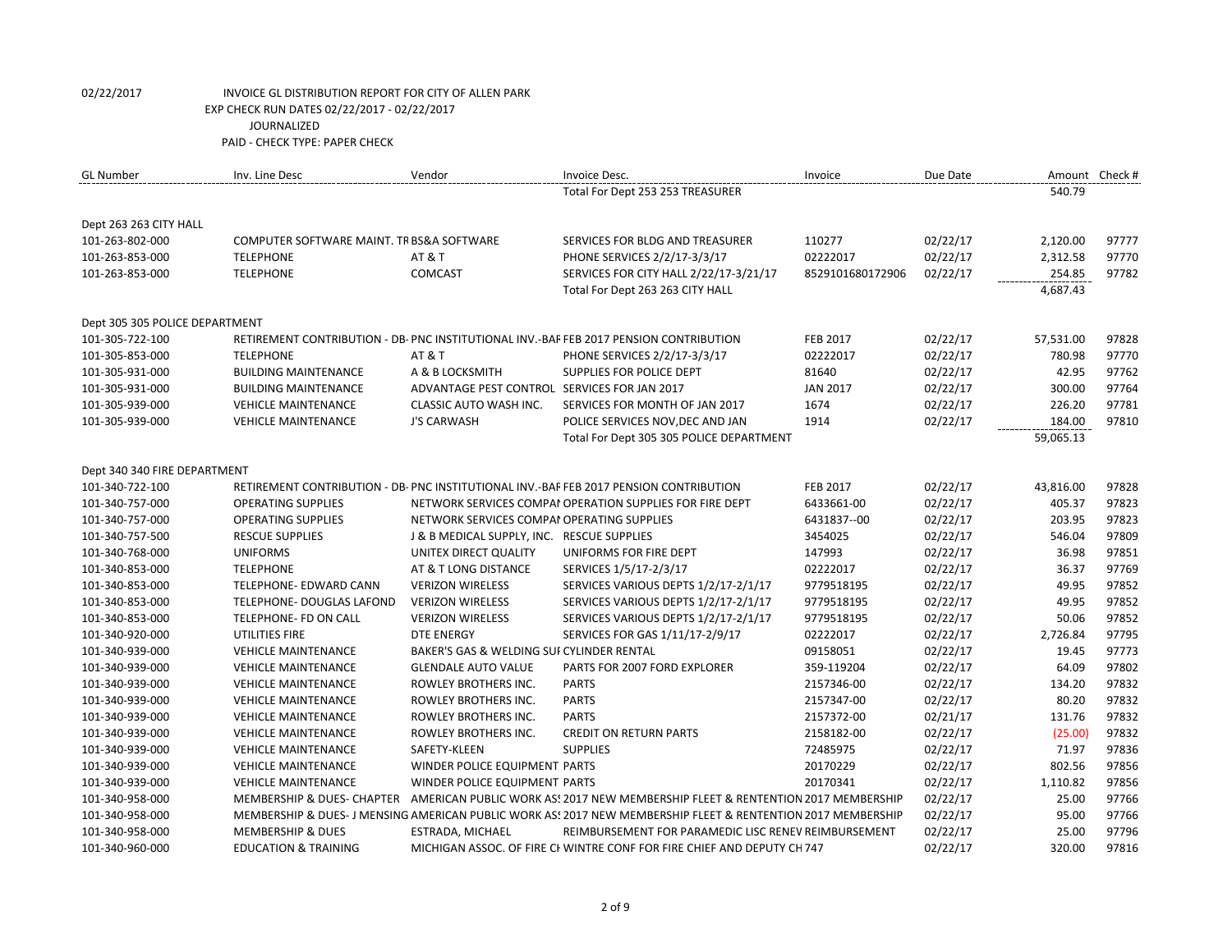02/22/2017 INVOICE GL DISTRIBUTION REPORT FOR CITY OF ALLEN PARK

EXP CHECK RUN DATES 02/22/2017 - 02/22/2017

JOURNALIZED

PAID - CHECK TYPE: PAPER CHECK

| GL Number | Inv. Line Desc | Vendor | Invoice Desc. | Invoice | Due Date | Amount | Check # |
|---|---|---|---|---|---|---|---|
| | | | Total For Dept 253 253 TREASURER | | | 540.79 | |
| Dept 263 263 CITY HALL | | | | | | | |
| 101-263-802-000 | COMPUTER SOFTWARE MAINT. TR | BS&A SOFTWARE | SERVICES FOR BLDG AND TREASURER | 110277 | 02/22/17 | 2,120.00 | 97777 |
| 101-263-853-000 | TELEPHONE | AT & T | PHONE SERVICES 2/2/17-3/3/17 | 02222017 | 02/22/17 | 2,312.58 | 97770 |
| 101-263-853-000 | TELEPHONE | COMCAST | SERVICES FOR CITY HALL 2/22/17-3/21/17 | 8529101680172906 | 02/22/17 | 254.85 | 97782 |
| | | | Total For Dept 263 263 CITY HALL | | | 4,687.43 | |
| Dept 305 305 POLICE DEPARTMENT | | | | | | | |
| 101-305-722-100 | RETIREMENT CONTRIBUTION - DB- | PNC INSTITUTIONAL INV.-BAF | FEB 2017 PENSION CONTRIBUTION | FEB 2017 | 02/22/17 | 57,531.00 | 97828 |
| 101-305-853-000 | TELEPHONE | AT & T | PHONE SERVICES 2/2/17-3/3/17 | 02222017 | 02/22/17 | 780.98 | 97770 |
| 101-305-931-000 | BUILDING MAINTENANCE | A & B LOCKSMITH | SUPPLIES FOR POLICE DEPT | 81640 | 02/22/17 | 42.95 | 97762 |
| 101-305-931-000 | BUILDING MAINTENANCE | ADVANTAGE PEST CONTROL | SERVICES FOR JAN 2017 | JAN 2017 | 02/22/17 | 300.00 | 97764 |
| 101-305-939-000 | VEHICLE MAINTENANCE | CLASSIC AUTO WASH INC. | SERVICES FOR MONTH OF JAN 2017 | 1674 | 02/22/17 | 226.20 | 97781 |
| 101-305-939-000 | VEHICLE MAINTENANCE | J'S CARWASH | POLICE SERVICES NOV,DEC AND JAN | 1914 | 02/22/17 | 184.00 | 97810 |
| | | | Total For Dept 305 305 POLICE DEPARTMENT | | | 59,065.13 | |
| Dept 340 340 FIRE DEPARTMENT | | | | | | | |
| 101-340-722-100 | RETIREMENT CONTRIBUTION - DB- | PNC INSTITUTIONAL INV.-BAF | FEB 2017 PENSION CONTRIBUTION | FEB 2017 | 02/22/17 | 43,816.00 | 97828 |
| 101-340-757-000 | OPERATING SUPPLIES | NETWORK SERVICES COMPAI | OPERATION SUPPLIES FOR FIRE DEPT | 6433661-00 | 02/22/17 | 405.37 | 97823 |
| 101-340-757-000 | OPERATING SUPPLIES | NETWORK SERVICES COMPAI | OPERATING SUPPLIES | 6431837--00 | 02/22/17 | 203.95 | 97823 |
| 101-340-757-500 | RESCUE SUPPLIES | J & B MEDICAL SUPPLY, INC. | RESCUE SUPPLIES | 3454025 | 02/22/17 | 546.04 | 97809 |
| 101-340-768-000 | UNIFORMS | UNITEX DIRECT QUALITY | UNIFORMS FOR FIRE DEPT | 147993 | 02/22/17 | 36.98 | 97851 |
| 101-340-853-000 | TELEPHONE | AT & T LONG DISTANCE | SERVICES 1/5/17-2/3/17 | 02222017 | 02/22/17 | 36.37 | 97769 |
| 101-340-853-000 | TELEPHONE- EDWARD CANN | VERIZON WIRELESS | SERVICES VARIOUS DEPTS 1/2/17-2/1/17 | 9779518195 | 02/22/17 | 49.95 | 97852 |
| 101-340-853-000 | TELEPHONE- DOUGLAS LAFOND | VERIZON WIRELESS | SERVICES VARIOUS DEPTS 1/2/17-2/1/17 | 9779518195 | 02/22/17 | 49.95 | 97852 |
| 101-340-853-000 | TELEPHONE- FD ON CALL | VERIZON WIRELESS | SERVICES VARIOUS DEPTS 1/2/17-2/1/17 | 9779518195 | 02/22/17 | 50.06 | 97852 |
| 101-340-920-000 | UTILITIES FIRE | DTE ENERGY | SERVICES FOR GAS 1/11/17-2/9/17 | 02222017 | 02/22/17 | 2,726.84 | 97795 |
| 101-340-939-000 | VEHICLE MAINTENANCE | BAKER'S GAS & WELDING SUI | CYLINDER RENTAL | 09158051 | 02/22/17 | 19.45 | 97773 |
| 101-340-939-000 | VEHICLE MAINTENANCE | GLENDALE AUTO VALUE | PARTS FOR 2007 FORD EXPLORER | 359-119204 | 02/22/17 | 64.09 | 97802 |
| 101-340-939-000 | VEHICLE MAINTENANCE | ROWLEY BROTHERS INC. | PARTS | 2157346-00 | 02/22/17 | 134.20 | 97832 |
| 101-340-939-000 | VEHICLE MAINTENANCE | ROWLEY BROTHERS INC. | PARTS | 2157347-00 | 02/22/17 | 80.20 | 97832 |
| 101-340-939-000 | VEHICLE MAINTENANCE | ROWLEY BROTHERS INC. | PARTS | 2157372-00 | 02/21/17 | 131.76 | 97832 |
| 101-340-939-000 | VEHICLE MAINTENANCE | ROWLEY BROTHERS INC. | CREDIT ON RETURN PARTS | 2158182-00 | 02/22/17 | (25.00) | 97832 |
| 101-340-939-000 | VEHICLE MAINTENANCE | SAFETY-KLEEN | SUPPLIES | 72485975 | 02/22/17 | 71.97 | 97836 |
| 101-340-939-000 | VEHICLE MAINTENANCE | WINDER POLICE EQUIPMENT | PARTS | 20170229 | 02/22/17 | 802.56 | 97856 |
| 101-340-939-000 | VEHICLE MAINTENANCE | WINDER POLICE EQUIPMENT | PARTS | 20170341 | 02/22/17 | 1,110.82 | 97856 |
| 101-340-958-000 | MEMBERSHIP & DUES- CHAPTER | AMERICAN PUBLIC WORK AS: | 2017 NEW MEMBERSHIP FLEET & RENTENTION | 2017 MEMBERSHIP | 02/22/17 | 25.00 | 97766 |
| 101-340-958-000 | MEMBERSHIP & DUES- J MENSING | AMERICAN PUBLIC WORK AS: | 2017 NEW MEMBERSHIP FLEET & RENTENTION | 2017 MEMBERSHIP | 02/22/17 | 95.00 | 97766 |
| 101-340-958-000 | MEMBERSHIP & DUES | ESTRADA, MICHAEL | REIMBURSEMENT FOR PARAMEDIC LISC RENEV | REIMBURSEMENT | 02/22/17 | 25.00 | 97796 |
| 101-340-960-000 | EDUCATION & TRAINING | MICHIGAN ASSOC. OF FIRE CH | WINTRE CONF FOR FIRE CHIEF AND DEPUTY CH | 747 | 02/22/17 | 320.00 | 97816 |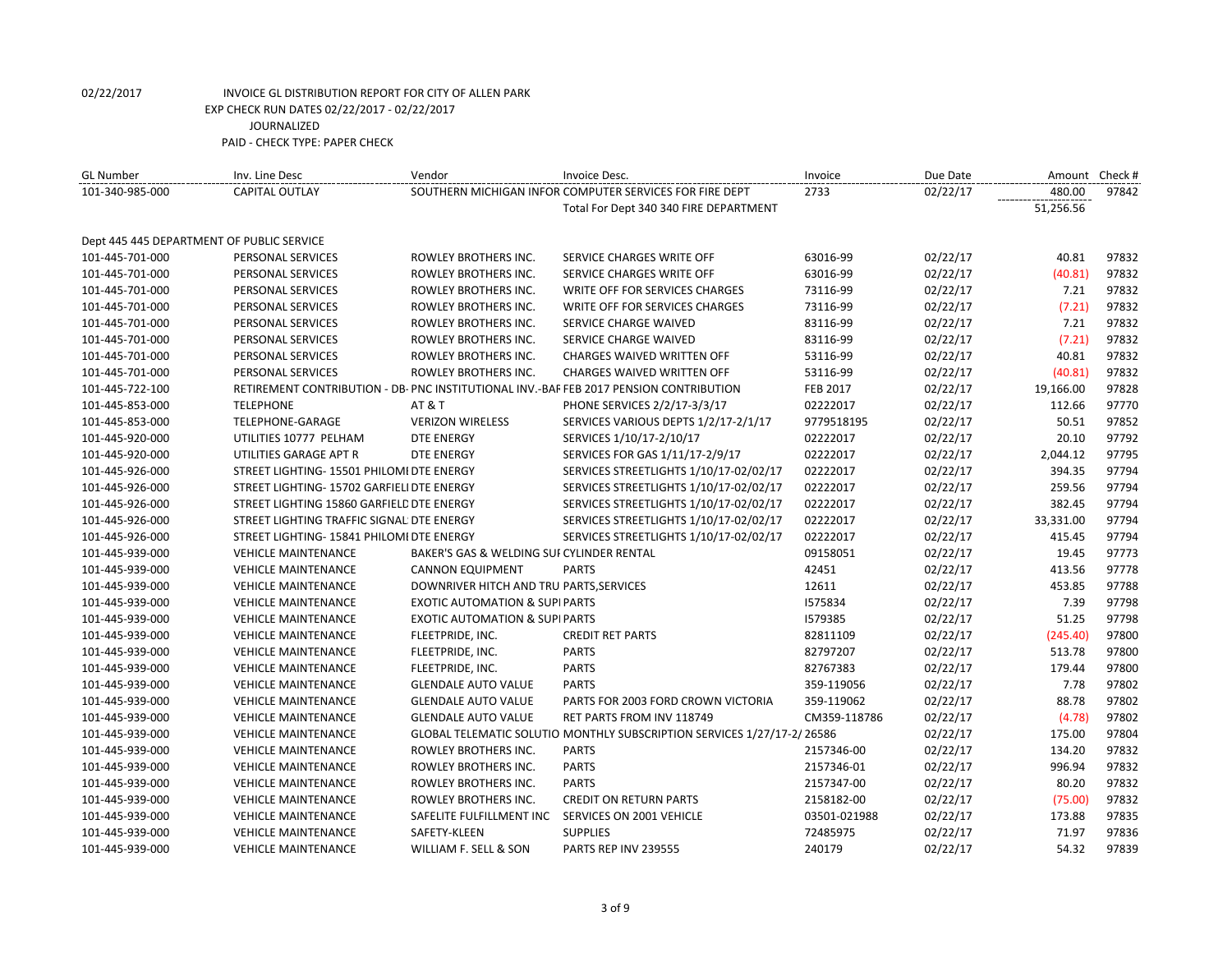02/22/2017 INVOICE GL DISTRIBUTION REPORT FOR CITY OF ALLEN PARK

EXP CHECK RUN DATES 02/22/2017 - 02/22/2017

JOURNALIZED

PAID - CHECK TYPE: PAPER CHECK

| GL Number | Inv. Line Desc | Vendor | Invoice Desc. | Invoice | Due Date | Amount | Check # |
|---|---|---|---|---|---|---|---|
| 101-340-985-000 | CAPITAL OUTLAY | SOUTHERN MICHIGAN INFOR | COMPUTER SERVICES FOR FIRE DEPT | 2733 | 02/22/17 | 480.00 | 97842 |
| | | | Total For Dept 340 340 FIRE DEPARTMENT | | | 51,256.56 | |
| Dept 445 445 DEPARTMENT OF PUBLIC SERVICE | | | | | | | |
| 101-445-701-000 | PERSONAL SERVICES | ROWLEY BROTHERS INC. | SERVICE CHARGES WRITE OFF | 63016-99 | 02/22/17 | 40.81 | 97832 |
| 101-445-701-000 | PERSONAL SERVICES | ROWLEY BROTHERS INC. | SERVICE CHARGES WRITE OFF | 63016-99 | 02/22/17 | (40.81) | 97832 |
| 101-445-701-000 | PERSONAL SERVICES | ROWLEY BROTHERS INC. | WRITE OFF FOR SERVICES CHARGES | 73116-99 | 02/22/17 | 7.21 | 97832 |
| 101-445-701-000 | PERSONAL SERVICES | ROWLEY BROTHERS INC. | WRITE OFF FOR SERVICES CHARGES | 73116-99 | 02/22/17 | (7.21) | 97832 |
| 101-445-701-000 | PERSONAL SERVICES | ROWLEY BROTHERS INC. | SERVICE CHARGE WAIVED | 83116-99 | 02/22/17 | 7.21 | 97832 |
| 101-445-701-000 | PERSONAL SERVICES | ROWLEY BROTHERS INC. | SERVICE CHARGE WAIVED | 83116-99 | 02/22/17 | (7.21) | 97832 |
| 101-445-701-000 | PERSONAL SERVICES | ROWLEY BROTHERS INC. | CHARGES WAIVED WRITTEN OFF | 53116-99 | 02/22/17 | 40.81 | 97832 |
| 101-445-701-000 | PERSONAL SERVICES | ROWLEY BROTHERS INC. | CHARGES WAIVED WRITTEN OFF | 53116-99 | 02/22/17 | (40.81) | 97832 |
| 101-445-722-100 | RETIREMENT CONTRIBUTION - DB | PNC INSTITUTIONAL INV.-BAF | FEB 2017 PENSION CONTRIBUTION | FEB 2017 | 02/22/17 | 19,166.00 | 97828 |
| 101-445-853-000 | TELEPHONE | AT & T | PHONE SERVICES 2/2/17-3/3/17 | 02222017 | 02/22/17 | 112.66 | 97770 |
| 101-445-853-000 | TELEPHONE-GARAGE | VERIZON WIRELESS | SERVICES VARIOUS DEPTS 1/2/17-2/1/17 | 9779518195 | 02/22/17 | 50.51 | 97852 |
| 101-445-920-000 | UTILITIES 10777 PELHAM | DTE ENERGY | SERVICES 1/10/17-2/10/17 | 02222017 | 02/22/17 | 20.10 | 97792 |
| 101-445-920-000 | UTILITIES GARAGE APT R | DTE ENERGY | SERVICES FOR GAS 1/11/17-2/9/17 | 02222017 | 02/22/17 | 2,044.12 | 97795 |
| 101-445-926-000 | STREET LIGHTING- 15501 PHILOMI | DTE ENERGY | SERVICES STREETLIGHTS 1/10/17-02/02/17 | 02222017 | 02/22/17 | 394.35 | 97794 |
| 101-445-926-000 | STREET LIGHTING- 15702 GARFIELI | DTE ENERGY | SERVICES STREETLIGHTS 1/10/17-02/02/17 | 02222017 | 02/22/17 | 259.56 | 97794 |
| 101-445-926-000 | STREET LIGHTING 15860 GARFIELD | DTE ENERGY | SERVICES STREETLIGHTS 1/10/17-02/02/17 | 02222017 | 02/22/17 | 382.45 | 97794 |
| 101-445-926-000 | STREET LIGHTING TRAFFIC SIGNAL | DTE ENERGY | SERVICES STREETLIGHTS 1/10/17-02/02/17 | 02222017 | 02/22/17 | 33,331.00 | 97794 |
| 101-445-926-000 | STREET LIGHTING- 15841 PHILOMI | DTE ENERGY | SERVICES STREETLIGHTS 1/10/17-02/02/17 | 02222017 | 02/22/17 | 415.45 | 97794 |
| 101-445-939-000 | VEHICLE MAINTENANCE | BAKER'S GAS & WELDING SUI | CYLINDER RENTAL | 09158051 | 02/22/17 | 19.45 | 97773 |
| 101-445-939-000 | VEHICLE MAINTENANCE | CANNON EQUIPMENT | PARTS | 42451 | 02/22/17 | 413.56 | 97778 |
| 101-445-939-000 | VEHICLE MAINTENANCE | DOWNRIVER HITCH AND TRU | PARTS,SERVICES | 12611 | 02/22/17 | 453.85 | 97788 |
| 101-445-939-000 | VEHICLE MAINTENANCE | EXOTIC AUTOMATION & SUPI | PARTS | I575834 | 02/22/17 | 7.39 | 97798 |
| 101-445-939-000 | VEHICLE MAINTENANCE | EXOTIC AUTOMATION & SUPI | PARTS | I579385 | 02/22/17 | 51.25 | 97798 |
| 101-445-939-000 | VEHICLE MAINTENANCE | FLEETPRIDE, INC. | CREDIT RET PARTS | 82811109 | 02/22/17 | (245.40) | 97800 |
| 101-445-939-000 | VEHICLE MAINTENANCE | FLEETPRIDE, INC. | PARTS | 82797207 | 02/22/17 | 513.78 | 97800 |
| 101-445-939-000 | VEHICLE MAINTENANCE | FLEETPRIDE, INC. | PARTS | 82767383 | 02/22/17 | 179.44 | 97800 |
| 101-445-939-000 | VEHICLE MAINTENANCE | GLENDALE AUTO VALUE | PARTS | 359-119056 | 02/22/17 | 7.78 | 97802 |
| 101-445-939-000 | VEHICLE MAINTENANCE | GLENDALE AUTO VALUE | PARTS FOR 2003 FORD CROWN VICTORIA | 359-119062 | 02/22/17 | 88.78 | 97802 |
| 101-445-939-000 | VEHICLE MAINTENANCE | GLENDALE AUTO VALUE | RET PARTS FROM INV 118749 | CM359-118786 | 02/22/17 | (4.78) | 97802 |
| 101-445-939-000 | VEHICLE MAINTENANCE | GLOBAL TELEMATIC SOLUTIO | MONTHLY SUBSCRIPTION SERVICES 1/27/17-2/ | 26586 | 02/22/17 | 175.00 | 97804 |
| 101-445-939-000 | VEHICLE MAINTENANCE | ROWLEY BROTHERS INC. | PARTS | 2157346-00 | 02/22/17 | 134.20 | 97832 |
| 101-445-939-000 | VEHICLE MAINTENANCE | ROWLEY BROTHERS INC. | PARTS | 2157346-01 | 02/22/17 | 996.94 | 97832 |
| 101-445-939-000 | VEHICLE MAINTENANCE | ROWLEY BROTHERS INC. | PARTS | 2157347-00 | 02/22/17 | 80.20 | 97832 |
| 101-445-939-000 | VEHICLE MAINTENANCE | ROWLEY BROTHERS INC. | CREDIT ON RETURN PARTS | 2158182-00 | 02/22/17 | (75.00) | 97832 |
| 101-445-939-000 | VEHICLE MAINTENANCE | SAFELITE FULFILLMENT INC | SERVICES ON 2001 VEHICLE | 03501-021988 | 02/22/17 | 173.88 | 97835 |
| 101-445-939-000 | VEHICLE MAINTENANCE | SAFETY-KLEEN | SUPPLIES | 72485975 | 02/22/17 | 71.97 | 97836 |
| 101-445-939-000 | VEHICLE MAINTENANCE | WILLIAM F. SELL & SON | PARTS REP INV 239555 | 240179 | 02/22/17 | 54.32 | 97839 |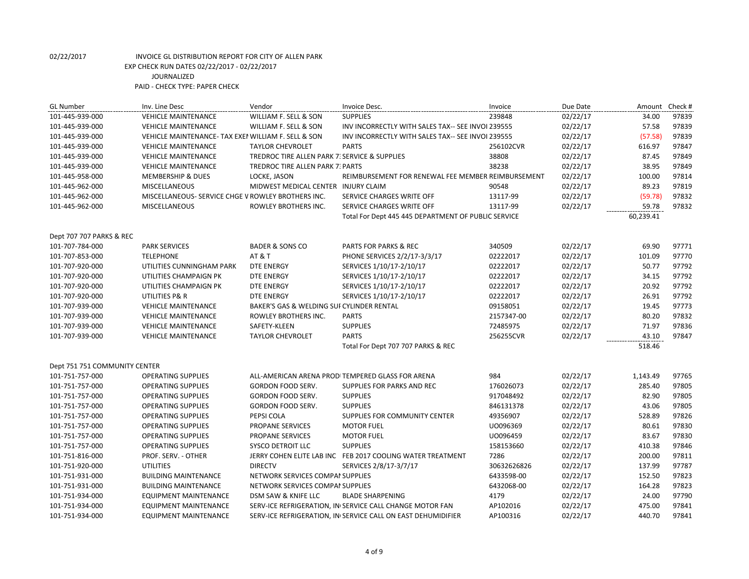02/22/2017 INVOICE GL DISTRIBUTION REPORT FOR CITY OF ALLEN PARK

EXP CHECK RUN DATES 02/22/2017 - 02/22/2017

JOURNALIZED

PAID - CHECK TYPE: PAPER CHECK

| GL Number | Inv. Line Desc | Vendor | Invoice Desc. | Invoice | Due Date | Amount | Check # |
|---|---|---|---|---|---|---|---|
| 101-445-939-000 | VEHICLE MAINTENANCE | WILLIAM F. SELL & SON | SUPPLIES | 239848 | 02/22/17 | 34.00 | 97839 |
| 101-445-939-000 | VEHICLE MAINTENANCE | WILLIAM F. SELL & SON | INV INCORRECTLY WITH SALES TAX-- SEE INVOI 239555 | | 02/22/17 | 57.58 | 97839 |
| 101-445-939-000 | VEHICLE MAINTENANCE- TAX EXEI WILLIAM F. SELL & SON | | INV INCORRECTLY WITH SALES TAX-- SEE INVOI 239555 | | 02/22/17 | (57.58) | 97839 |
| 101-445-939-000 | VEHICLE MAINTENANCE | TAYLOR CHEVROLET | PARTS | 256102CVR | 02/22/17 | 616.97 | 97847 |
| 101-445-939-000 | VEHICLE MAINTENANCE | TREDROC TIRE ALLEN PARK 7: SERVICE & SUPPLIES | | 38808 | 02/22/17 | 87.45 | 97849 |
| 101-445-939-000 | VEHICLE MAINTENANCE | TREDROC TIRE ALLEN PARK 7: PARTS | | 38238 | 02/22/17 | 38.95 | 97849 |
| 101-445-958-000 | MEMBERSHIP & DUES | LOCKE, JASON | REIMBURSEMENT FOR RENEWAL FEE MEMBER REIMBURSEMENT | | 02/22/17 | 100.00 | 97814 |
| 101-445-962-000 | MISCELLANEOUS | MIDWEST MEDICAL CENTER | INJURY CLAIM | 90548 | 02/22/17 | 89.23 | 97819 |
| 101-445-962-000 | MISCELLANEOUS- SERVICE CHGE V ROWLEY BROTHERS INC. | | SERVICE CHARGES WRITE OFF | 13117-99 | 02/22/17 | (59.78) | 97832 |
| 101-445-962-000 | MISCELLANEOUS | ROWLEY BROTHERS INC. | SERVICE CHARGES WRITE OFF | 13117-99 | 02/22/17 | 59.78 | 97832 |
| | | | Total For Dept 445 445 DEPARTMENT OF PUBLIC SERVICE | | | 60,239.41 | |
| Dept 707 707 PARKS & REC | | | | | | | |
| 101-707-784-000 | PARK SERVICES | BADER & SONS CO | PARTS FOR PARKS & REC | 340509 | 02/22/17 | 69.90 | 97771 |
| 101-707-853-000 | TELEPHONE | AT & T | PHONE SERVICES 2/2/17-3/3/17 | 02222017 | 02/22/17 | 101.09 | 97770 |
| 101-707-920-000 | UTILITIES CUNNINGHAM PARK | DTE ENERGY | SERVICES 1/10/17-2/10/17 | 02222017 | 02/22/17 | 50.77 | 97792 |
| 101-707-920-000 | UTILITIES CHAMPAIGN PK | DTE ENERGY | SERVICES 1/10/17-2/10/17 | 02222017 | 02/22/17 | 34.15 | 97792 |
| 101-707-920-000 | UTILITIES CHAMPAIGN PK | DTE ENERGY | SERVICES 1/10/17-2/10/17 | 02222017 | 02/22/17 | 20.92 | 97792 |
| 101-707-920-000 | UTILITIES P& R | DTE ENERGY | SERVICES 1/10/17-2/10/17 | 02222017 | 02/22/17 | 26.91 | 97792 |
| 101-707-939-000 | VEHICLE MAINTENANCE | BAKER'S GAS & WELDING SUI CYLINDER RENTAL | | 09158051 | 02/22/17 | 19.45 | 97773 |
| 101-707-939-000 | VEHICLE MAINTENANCE | ROWLEY BROTHERS INC. | PARTS | 2157347-00 | 02/22/17 | 80.20 | 97832 |
| 101-707-939-000 | VEHICLE MAINTENANCE | SAFETY-KLEEN | SUPPLIES | 72485975 | 02/22/17 | 71.97 | 97836 |
| 101-707-939-000 | VEHICLE MAINTENANCE | TAYLOR CHEVROLET | PARTS | 256255CVR | 02/22/17 | 43.10 | 97847 |
| | | | Total For Dept 707 707 PARKS & REC | | | 518.46 | |
| Dept 751 751 COMMUNITY CENTER | | | | | | | |
| 101-751-757-000 | OPERATING SUPPLIES | ALL-AMERICAN ARENA PRODI TEMPERED GLASS FOR ARENA | | 984 | 02/22/17 | 1,143.49 | 97765 |
| 101-751-757-000 | OPERATING SUPPLIES | GORDON FOOD SERV. | SUPPLIES FOR PARKS AND REC | 176026073 | 02/22/17 | 285.40 | 97805 |
| 101-751-757-000 | OPERATING SUPPLIES | GORDON FOOD SERV. | SUPPLIES | 917048492 | 02/22/17 | 82.90 | 97805 |
| 101-751-757-000 | OPERATING SUPPLIES | GORDON FOOD SERV. | SUPPLIES | 846131378 | 02/22/17 | 43.06 | 97805 |
| 101-751-757-000 | OPERATING SUPPLIES | PEPSI COLA | SUPPLIES FOR COMMUNITY CENTER | 49356907 | 02/22/17 | 528.89 | 97826 |
| 101-751-757-000 | OPERATING SUPPLIES | PROPANE SERVICES | MOTOR FUEL | UO096369 | 02/22/17 | 80.61 | 97830 |
| 101-751-757-000 | OPERATING SUPPLIES | PROPANE SERVICES | MOTOR FUEL | UO096459 | 02/22/17 | 83.67 | 97830 |
| 101-751-757-000 | OPERATING SUPPLIES | SYSCO DETROIT LLC | SUPPLIES | 158153660 | 02/22/17 | 410.38 | 97846 |
| 101-751-816-000 | PROF. SERV. - OTHER | JERRY COHEN ELITE LAB INC | FEB 2017 COOLING WATER TREATMENT | 7286 | 02/22/17 | 200.00 | 97811 |
| 101-751-920-000 | UTILITIES | DIRECTV | SERVICES 2/8/17-3/7/17 | 30632626826 | 02/22/17 | 137.99 | 97787 |
| 101-751-931-000 | BUILDING MAINTENANCE | NETWORK SERVICES COMPAI SUPPLIES | | 6433598-00 | 02/22/17 | 152.50 | 97823 |
| 101-751-931-000 | BUILDING MAINTENANCE | NETWORK SERVICES COMPAI SUPPLIES | | 6432068-00 | 02/22/17 | 164.28 | 97823 |
| 101-751-934-000 | EQUIPMENT MAINTENANCE | DSM SAW & KNIFE LLC | BLADE SHARPENING | 4179 | 02/22/17 | 24.00 | 97790 |
| 101-751-934-000 | EQUIPMENT MAINTENANCE | SERV-ICE REFRIGERATION, IN SERVICE CALL CHANGE MOTOR FAN | | AP102016 | 02/22/17 | 475.00 | 97841 |
| 101-751-934-000 | EQUIPMENT MAINTENANCE | SERV-ICE REFRIGERATION, IN SERVICE CALL ON EAST DEHUMIDIFIER | | AP100316 | 02/22/17 | 440.70 | 97841 |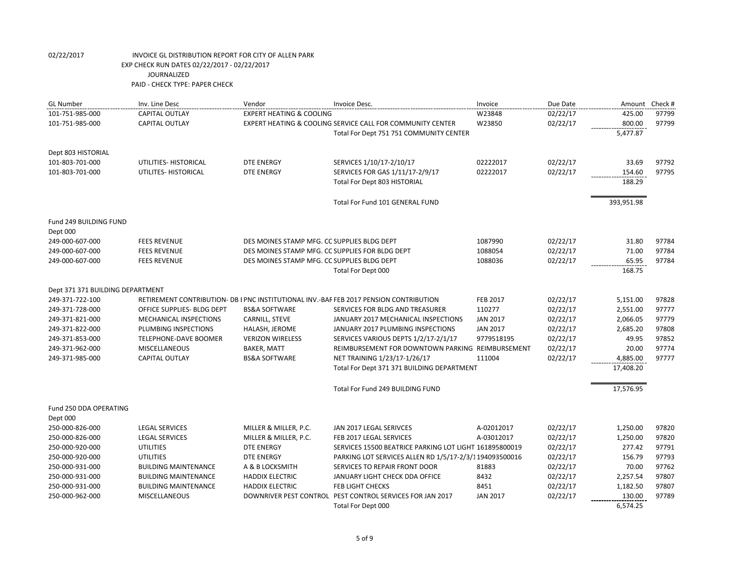02/22/2017 INVOICE GL DISTRIBUTION REPORT FOR CITY OF ALLEN PARK
EXP CHECK RUN DATES 02/22/2017 - 02/22/2017
JOURNALIZED
PAID - CHECK TYPE: PAPER CHECK

| GL Number | Inv. Line Desc | Vendor | Invoice Desc. | Invoice | Due Date | Amount | Check # |
|---|---|---|---|---|---|---|---|
| 101-751-985-000 | CAPITAL OUTLAY | EXPERT HEATING & COOLING | | W23848 | 02/22/17 | 425.00 | 97799 |
| 101-751-985-000 | CAPITAL OUTLAY | EXPERT HEATING & COOLING | SERVICE CALL FOR COMMUNITY CENTER | W23850 | 02/22/17 | 800.00 | 97799 |
| | | | Total For Dept 751 751 COMMUNITY CENTER | | | 5,477.87 | |
| Dept 803 HISTORIAL | | | | | | | |
| 101-803-701-000 | UTILITIES- HISTORICAL | DTE ENERGY | SERVICES 1/10/17-2/10/17 | 02222017 | 02/22/17 | 33.69 | 97792 |
| 101-803-701-000 | UTILITES- HISTORICAL | DTE ENERGY | SERVICES FOR GAS 1/11/17-2/9/17 | 02222017 | 02/22/17 | 154.60 | 97795 |
| | | | Total For Dept 803 HISTORIAL | | | 188.29 | |
| | | | Total For Fund 101 GENERAL FUND | | | 393,951.98 | |
| Fund 249 BUILDING FUND | | | | | | | |
| Dept 000 | | | | | | | |
| 249-000-607-000 | FEES REVENUE | DES MOINES STAMP MFG. CC | SUPPLIES BLDG DEPT | 1087990 | 02/22/17 | 31.80 | 97784 |
| 249-000-607-000 | FEES REVENUE | DES MOINES STAMP MFG. CC | SUPPLIES FOR BLDG DEPT | 1088054 | 02/22/17 | 71.00 | 97784 |
| 249-000-607-000 | FEES REVENUE | DES MOINES STAMP MFG. CC | SUPPLIES BLDG DEPT | 1088036 | 02/22/17 | 65.95 | 97784 |
| | | | Total For Dept 000 | | | 168.75 | |
| Dept 371 371 BUILDING DEPARTMENT | | | | | | | |
| 249-371-722-100 | RETIREMENT CONTRIBUTION- DB I | PNC INSTITUTIONAL INV.-BAF | FEB 2017 PENSION CONTRIBUTION | FEB 2017 | 02/22/17 | 5,151.00 | 97828 |
| 249-371-728-000 | OFFICE SUPPLIES- BLDG DEPT | BS&A SOFTWARE | SERVICES FOR BLDG AND TREASURER | 110277 | 02/22/17 | 2,551.00 | 97777 |
| 249-371-821-000 | MECHANICAL INSPECTIONS | CARNILL, STEVE | JANUARY 2017 MECHANICAL INSPECTIONS | JAN 2017 | 02/22/17 | 2,066.05 | 97779 |
| 249-371-822-000 | PLUMBING INSPECTIONS | HALASH, JEROME | JANUARY 2017 PLUMBING INSPECTIONS | JAN 2017 | 02/22/17 | 2,685.20 | 97808 |
| 249-371-853-000 | TELEPHONE-DAVE BOOMER | VERIZON WIRELESS | SERVICES VARIOUS DEPTS 1/2/17-2/1/17 | 9779518195 | 02/22/17 | 49.95 | 97852 |
| 249-371-962-000 | MISCELLANEOUS | BAKER, MATT | REIMBURSEMENT FOR DOWNTOWN PARKING | REIMBURSEMENT | 02/22/17 | 20.00 | 97774 |
| 249-371-985-000 | CAPITAL OUTLAY | BS&A SOFTWARE | NET TRAINING 1/23/17-1/26/17 | 111004 | 02/22/17 | 4,885.00 | 97777 |
| | | | Total For Dept 371 371 BUILDING DEPARTMENT | | | 17,408.20 | |
| | | | Total For Fund 249 BUILDING FUND | | | 17,576.95 | |
| Fund 250 DDA OPERATING | | | | | | | |
| Dept 000 | | | | | | | |
| 250-000-826-000 | LEGAL SERVICES | MILLER & MILLER, P.C. | JAN 2017 LEGAL SERIVCES | A-02012017 | 02/22/17 | 1,250.00 | 97820 |
| 250-000-826-000 | LEGAL SERVICES | MILLER & MILLER, P.C. | FEB 2017 LEGAL SERVICES | A-03012017 | 02/22/17 | 1,250.00 | 97820 |
| 250-000-920-000 | UTILITIES | DTE ENERGY | SERVICES 15500 BEATRICE PARKING LOT LIGHT | 161895800019 | 02/22/17 | 277.42 | 97791 |
| 250-000-920-000 | UTILITIES | DTE ENERGY | PARKING LOT SERVICES ALLEN RD 1/5/17-2/3/1 | 194093500016 | 02/22/17 | 156.79 | 97793 |
| 250-000-931-000 | BUILDING MAINTENANCE | A & B LOCKSMITH | SERVICES TO REPAIR FRONT DOOR | 81883 | 02/22/17 | 70.00 | 97762 |
| 250-000-931-000 | BUILDING MAINTENANCE | HADDIX ELECTRIC | JANUARY LIGHT CHECK DDA OFFICE | 8432 | 02/22/17 | 2,257.54 | 97807 |
| 250-000-931-000 | BUILDING MAINTENANCE | HADDIX ELECTRIC | FEB LIGHT CHECKS | 8451 | 02/22/17 | 1,182.50 | 97807 |
| 250-000-962-000 | MISCELLANEOUS | DOWNRIVER PEST CONTROL | PEST CONTROL SERVICES FOR JAN 2017 | JAN 2017 | 02/22/17 | 130.00 | 97789 |
| | | | Total For Dept 000 | | | 6,574.25 | |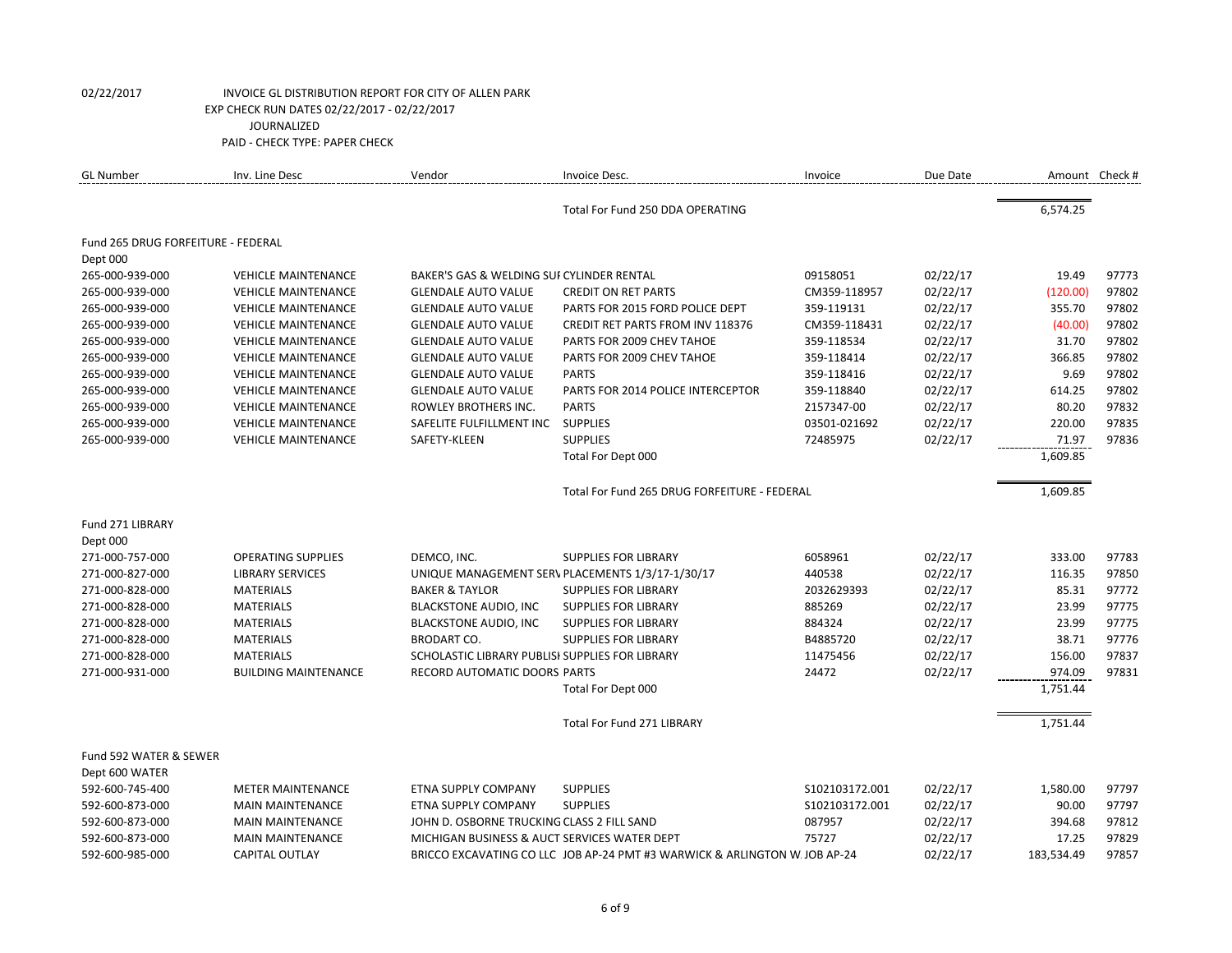02/22/2017 INVOICE GL DISTRIBUTION REPORT FOR CITY OF ALLEN PARK
EXP CHECK RUN DATES 02/22/2017 - 02/22/2017
JOURNALIZED
PAID - CHECK TYPE: PAPER CHECK

| GL Number | Inv. Line Desc | Vendor | Invoice Desc. | Invoice | Due Date | Amount | Check # |
|---|---|---|---|---|---|---|---|
| | | | Total For Fund 250 DDA OPERATING | | | 6,574.25 | |
| Fund 265 DRUG FORFEITURE - FEDERAL | | | | | | | |
| Dept 000 | | | | | | | |
| 265-000-939-000 | VEHICLE MAINTENANCE | BAKER'S GAS & WELDING SUI | CYLINDER RENTAL | 09158051 | 02/22/17 | 19.49 | 97773 |
| 265-000-939-000 | VEHICLE MAINTENANCE | GLENDALE AUTO VALUE | CREDIT ON RET PARTS | CM359-118957 | 02/22/17 | (120.00) | 97802 |
| 265-000-939-000 | VEHICLE MAINTENANCE | GLENDALE AUTO VALUE | PARTS FOR 2015 FORD POLICE DEPT | 359-119131 | 02/22/17 | 355.70 | 97802 |
| 265-000-939-000 | VEHICLE MAINTENANCE | GLENDALE AUTO VALUE | CREDIT RET PARTS FROM INV 118376 | CM359-118431 | 02/22/17 | (40.00) | 97802 |
| 265-000-939-000 | VEHICLE MAINTENANCE | GLENDALE AUTO VALUE | PARTS FOR 2009 CHEV TAHOE | 359-118534 | 02/22/17 | 31.70 | 97802 |
| 265-000-939-000 | VEHICLE MAINTENANCE | GLENDALE AUTO VALUE | PARTS FOR 2009 CHEV TAHOE | 359-118414 | 02/22/17 | 366.85 | 97802 |
| 265-000-939-000 | VEHICLE MAINTENANCE | GLENDALE AUTO VALUE | PARTS | 359-118416 | 02/22/17 | 9.69 | 97802 |
| 265-000-939-000 | VEHICLE MAINTENANCE | GLENDALE AUTO VALUE | PARTS FOR 2014 POLICE INTERCEPTOR | 359-118840 | 02/22/17 | 614.25 | 97802 |
| 265-000-939-000 | VEHICLE MAINTENANCE | ROWLEY BROTHERS INC. | PARTS | 2157347-00 | 02/22/17 | 80.20 | 97832 |
| 265-000-939-000 | VEHICLE MAINTENANCE | SAFELITE FULFILLMENT INC | SUPPLIES | 03501-021692 | 02/22/17 | 220.00 | 97835 |
| 265-000-939-000 | VEHICLE MAINTENANCE | SAFETY-KLEEN | SUPPLIES | 72485975 | 02/22/17 | 71.97 | 97836 |
| | | | Total For Dept 000 | | | 1,609.85 | |
| | | | Total For Fund 265 DRUG FORFEITURE - FEDERAL | | | 1,609.85 | |
| Fund 271 LIBRARY | | | | | | | |
| Dept 000 | | | | | | | |
| 271-000-757-000 | OPERATING SUPPLIES | DEMCO, INC. | SUPPLIES FOR LIBRARY | 6058961 | 02/22/17 | 333.00 | 97783 |
| 271-000-827-000 | LIBRARY SERVICES | UNIQUE MANAGEMENT SERV | PLACEMENTS 1/3/17-1/30/17 | 440538 | 02/22/17 | 116.35 | 97850 |
| 271-000-828-000 | MATERIALS | BAKER & TAYLOR | SUPPLIES FOR LIBRARY | 2032629393 | 02/22/17 | 85.31 | 97772 |
| 271-000-828-000 | MATERIALS | BLACKSTONE AUDIO, INC | SUPPLIES FOR LIBRARY | 885269 | 02/22/17 | 23.99 | 97775 |
| 271-000-828-000 | MATERIALS | BLACKSTONE AUDIO, INC | SUPPLIES FOR LIBRARY | 884324 | 02/22/17 | 23.99 | 97775 |
| 271-000-828-000 | MATERIALS | BRODART CO. | SUPPLIES FOR LIBRARY | B4885720 | 02/22/17 | 38.71 | 97776 |
| 271-000-828-000 | MATERIALS | SCHOLASTIC LIBRARY PUBLISI | SUPPLIES FOR LIBRARY | 11475456 | 02/22/17 | 156.00 | 97837 |
| 271-000-931-000 | BUILDING MAINTENANCE | RECORD AUTOMATIC DOORS | PARTS | 24472 | 02/22/17 | 974.09 | 97831 |
| | | | Total For Dept 000 | | | 1,751.44 | |
| | | | Total For Fund 271 LIBRARY | | | 1,751.44 | |
| Fund 592 WATER & SEWER | | | | | | | |
| Dept 600 WATER | | | | | | | |
| 592-600-745-400 | METER MAINTENANCE | ETNA SUPPLY COMPANY | SUPPLIES | S102103172.001 | 02/22/17 | 1,580.00 | 97797 |
| 592-600-873-000 | MAIN MAINTENANCE | ETNA SUPPLY COMPANY | SUPPLIES | S102103172.001 | 02/22/17 | 90.00 | 97797 |
| 592-600-873-000 | MAIN MAINTENANCE | JOHN D. OSBORNE TRUCKING | CLASS 2 FILL SAND | 087957 | 02/22/17 | 394.68 | 97812 |
| 592-600-873-000 | MAIN MAINTENANCE | MICHIGAN BUSINESS & AUCT | SERVICES WATER DEPT | 75727 | 02/22/17 | 17.25 | 97829 |
| 592-600-985-000 | CAPITAL OUTLAY | BRICCO EXCAVATING CO LLC | JOB AP-24 PMT #3 WARWICK & ARLINGTON W. | JOB AP-24 | 02/22/17 | 183,534.49 | 97857 |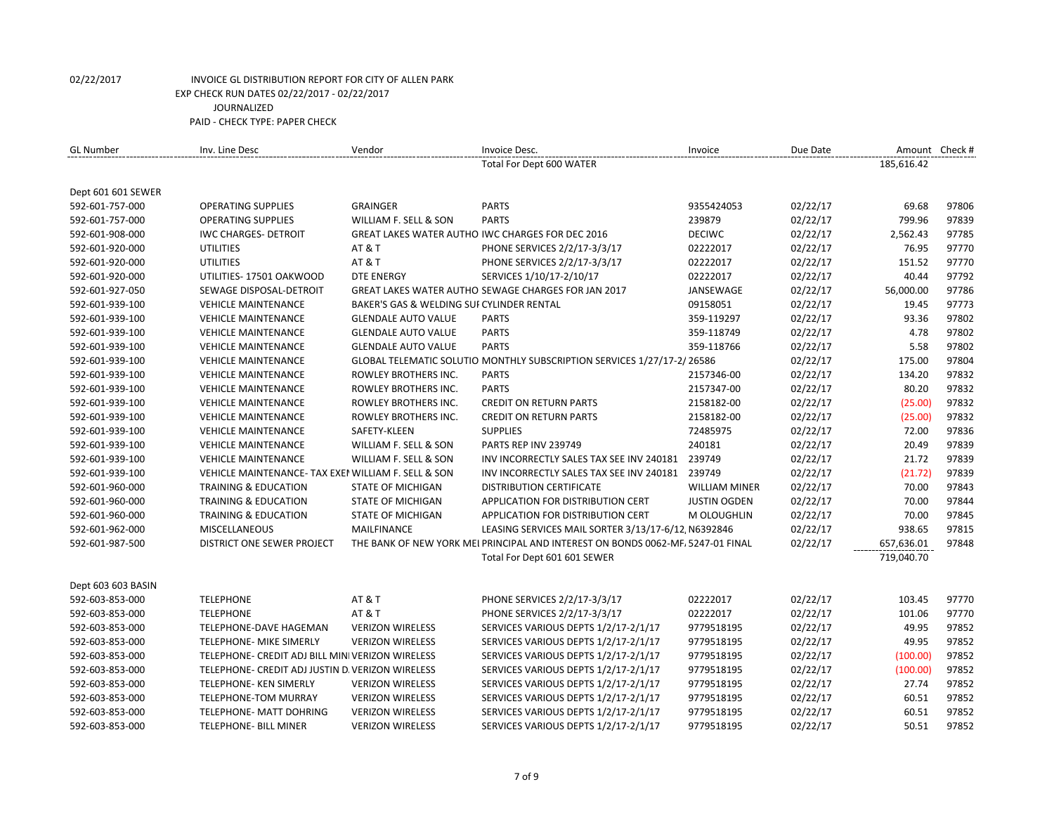02/22/2017 INVOICE GL DISTRIBUTION REPORT FOR CITY OF ALLEN PARK
EXP CHECK RUN DATES 02/22/2017 - 02/22/2017
JOURNALIZED
PAID - CHECK TYPE: PAPER CHECK

| GL Number | Inv. Line Desc | Vendor | Invoice Desc. | Invoice | Due Date | Amount | Check # |
|---|---|---|---|---|---|---|---|
| | | | Total For Dept 600 WATER | | | 185,616.42 | |
| Dept 601 601 SEWER | | | | | | | |
| 592-601-757-000 | OPERATING SUPPLIES | GRAINGER | PARTS | 9355424053 | 02/22/17 | 69.68 | 97806 |
| 592-601-757-000 | OPERATING SUPPLIES | WILLIAM F. SELL & SON | PARTS | 239879 | 02/22/17 | 799.96 | 97839 |
| 592-601-908-000 | IWC CHARGES- DETROIT | GREAT LAKES WATER AUTHO | IWC CHARGES FOR DEC 2016 | DECIWC | 02/22/17 | 2,562.43 | 97785 |
| 592-601-920-000 | UTILITIES | AT & T | PHONE SERVICES 2/2/17-3/3/17 | 02222017 | 02/22/17 | 76.95 | 97770 |
| 592-601-920-000 | UTILITIES | AT & T | PHONE SERVICES 2/2/17-3/3/17 | 02222017 | 02/22/17 | 151.52 | 97770 |
| 592-601-920-000 | UTILITIES- 17501 OAKWOOD | DTE ENERGY | SERVICES 1/10/17-2/10/17 | 02222017 | 02/22/17 | 40.44 | 97792 |
| 592-601-927-050 | SEWAGE DISPOSAL-DETROIT | GREAT LAKES WATER AUTHO | SEWAGE CHARGES FOR JAN 2017 | JANSEWAGE | 02/22/17 | 56,000.00 | 97786 |
| 592-601-939-100 | VEHICLE MAINTENANCE | BAKER'S GAS & WELDING SUI | CYLINDER RENTAL | 09158051 | 02/22/17 | 19.45 | 97773 |
| 592-601-939-100 | VEHICLE MAINTENANCE | GLENDALE AUTO VALUE | PARTS | 359-119297 | 02/22/17 | 93.36 | 97802 |
| 592-601-939-100 | VEHICLE MAINTENANCE | GLENDALE AUTO VALUE | PARTS | 359-118749 | 02/22/17 | 4.78 | 97802 |
| 592-601-939-100 | VEHICLE MAINTENANCE | GLENDALE AUTO VALUE | PARTS | 359-118766 | 02/22/17 | 5.58 | 97802 |
| 592-601-939-100 | VEHICLE MAINTENANCE | GLOBAL TELEMATIC SOLUTIO | MONTHLY SUBSCRIPTION SERVICES 1/27/17-2/ | 26586 | 02/22/17 | 175.00 | 97804 |
| 592-601-939-100 | VEHICLE MAINTENANCE | ROWLEY BROTHERS INC. | PARTS | 2157346-00 | 02/22/17 | 134.20 | 97832 |
| 592-601-939-100 | VEHICLE MAINTENANCE | ROWLEY BROTHERS INC. | PARTS | 2157347-00 | 02/22/17 | 80.20 | 97832 |
| 592-601-939-100 | VEHICLE MAINTENANCE | ROWLEY BROTHERS INC. | CREDIT ON RETURN PARTS | 2158182-00 | 02/22/17 | (25.00) | 97832 |
| 592-601-939-100 | VEHICLE MAINTENANCE | ROWLEY BROTHERS INC. | CREDIT ON RETURN PARTS | 2158182-00 | 02/22/17 | (25.00) | 97832 |
| 592-601-939-100 | VEHICLE MAINTENANCE | SAFETY-KLEEN | SUPPLIES | 72485975 | 02/22/17 | 72.00 | 97836 |
| 592-601-939-100 | VEHICLE MAINTENANCE | WILLIAM F. SELL & SON | PARTS REP INV 239749 | 240181 | 02/22/17 | 20.49 | 97839 |
| 592-601-939-100 | VEHICLE MAINTENANCE | WILLIAM F. SELL & SON | INV INCORRECTLY SALES TAX SEE INV 240181 | 239749 | 02/22/17 | 21.72 | 97839 |
| 592-601-939-100 | VEHICLE MAINTENANCE- TAX EXEI | WILLIAM F. SELL & SON | INV INCORRECTLY SALES TAX SEE INV 240181 | 239749 | 02/22/17 | (21.72) | 97839 |
| 592-601-960-000 | TRAINING & EDUCATION | STATE OF MICHIGAN | DISTRIBUTION CERTIFICATE | WILLIAM MINER | 02/22/17 | 70.00 | 97843 |
| 592-601-960-000 | TRAINING & EDUCATION | STATE OF MICHIGAN | APPLICATION FOR DISTRIBUTION CERT | JUSTIN OGDEN | 02/22/17 | 70.00 | 97844 |
| 592-601-960-000 | TRAINING & EDUCATION | STATE OF MICHIGAN | APPLICATION FOR DISTRIBUTION CERT | M OLOUGHLIN | 02/22/17 | 70.00 | 97845 |
| 592-601-962-000 | MISCELLANEOUS | MAILFINANCE | LEASING SERVICES MAIL SORTER 3/13/17-6/12, | N6392846 | 02/22/17 | 938.65 | 97815 |
| 592-601-987-500 | DISTRICT ONE SEWER PROJECT | THE BANK OF NEW YORK MEI | PRINCIPAL AND INTEREST ON BONDS 0062-MF, | 5247-01 FINAL | 02/22/17 | 657,636.01 | 97848 |
| | | | Total For Dept 601 601 SEWER | | | 719,040.70 | |
| Dept 603 603 BASIN | | | | | | | |
| 592-603-853-000 | TELEPHONE | AT & T | PHONE SERVICES 2/2/17-3/3/17 | 02222017 | 02/22/17 | 103.45 | 97770 |
| 592-603-853-000 | TELEPHONE | AT & T | PHONE SERVICES 2/2/17-3/3/17 | 02222017 | 02/22/17 | 101.06 | 97770 |
| 592-603-853-000 | TELEPHONE-DAVE HAGEMAN | VERIZON WIRELESS | SERVICES VARIOUS DEPTS 1/2/17-2/1/17 | 9779518195 | 02/22/17 | 49.95 | 97852 |
| 592-603-853-000 | TELEPHONE- MIKE SIMERLY | VERIZON WIRELESS | SERVICES VARIOUS DEPTS 1/2/17-2/1/17 | 9779518195 | 02/22/17 | 49.95 | 97852 |
| 592-603-853-000 | TELEPHONE- CREDIT ADJ BILL MINI | VERIZON WIRELESS | SERVICES VARIOUS DEPTS 1/2/17-2/1/17 | 9779518195 | 02/22/17 | (100.00) | 97852 |
| 592-603-853-000 | TELEPHONE- CREDIT ADJ JUSTIN D. | VERIZON WIRELESS | SERVICES VARIOUS DEPTS 1/2/17-2/1/17 | 9779518195 | 02/22/17 | (100.00) | 97852 |
| 592-603-853-000 | TELEPHONE- KEN SIMERLY | VERIZON WIRELESS | SERVICES VARIOUS DEPTS 1/2/17-2/1/17 | 9779518195 | 02/22/17 | 27.74 | 97852 |
| 592-603-853-000 | TELEPHONE-TOM MURRAY | VERIZON WIRELESS | SERVICES VARIOUS DEPTS 1/2/17-2/1/17 | 9779518195 | 02/22/17 | 60.51 | 97852 |
| 592-603-853-000 | TELEPHONE- MATT DOHRING | VERIZON WIRELESS | SERVICES VARIOUS DEPTS 1/2/17-2/1/17 | 9779518195 | 02/22/17 | 60.51 | 97852 |
| 592-603-853-000 | TELEPHONE- BILL MINER | VERIZON WIRELESS | SERVICES VARIOUS DEPTS 1/2/17-2/1/17 | 9779518195 | 02/22/17 | 50.51 | 97852 |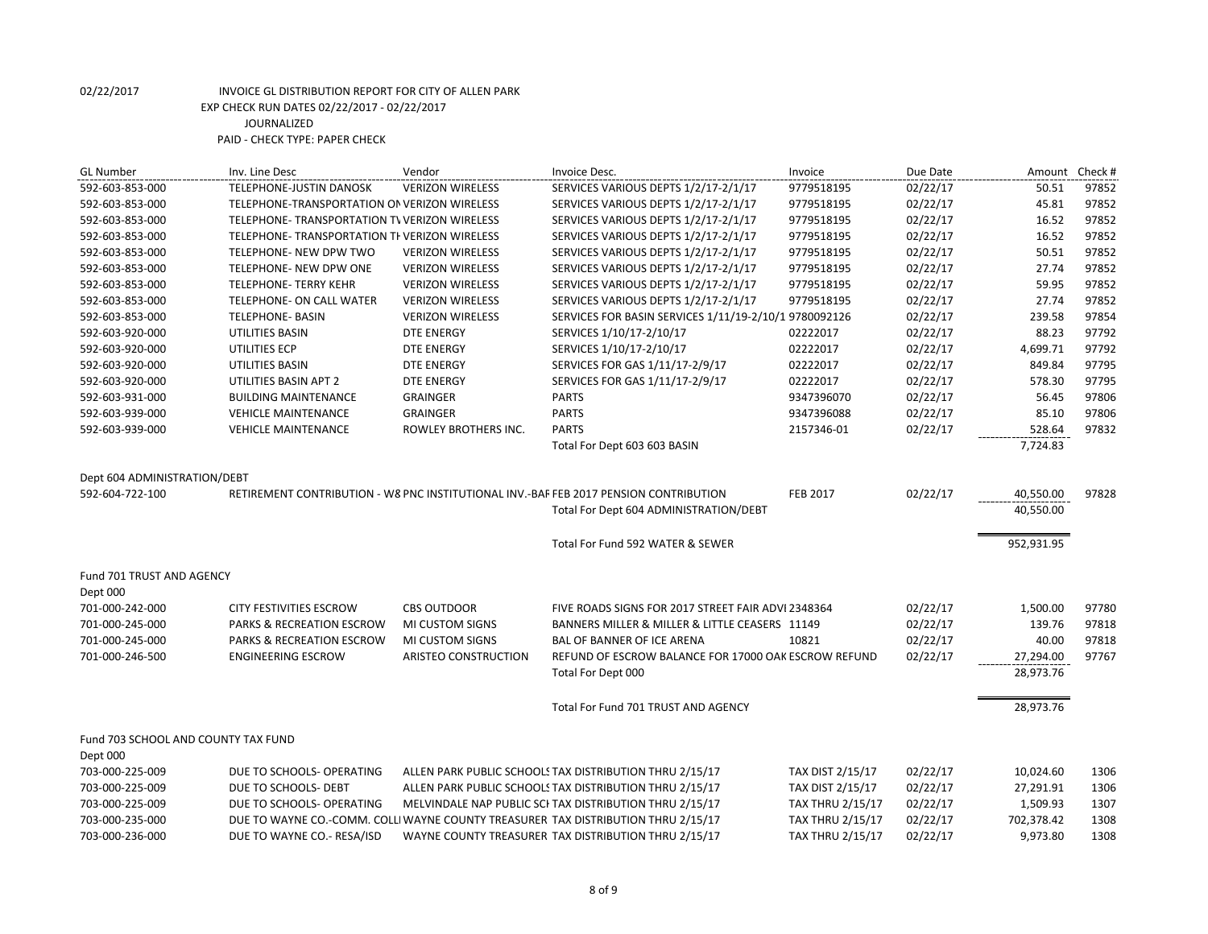02/22/2017 INVOICE GL DISTRIBUTION REPORT FOR CITY OF ALLEN PARK
EXP CHECK RUN DATES 02/22/2017 - 02/22/2017
JOURNALIZED
PAID - CHECK TYPE: PAPER CHECK

| GL Number | Inv. Line Desc | Vendor | Invoice Desc. | Invoice | Due Date | Amount | Check # |
|---|---|---|---|---|---|---|---|
| 592-603-853-000 | TELEPHONE-JUSTIN DANOSK | VERIZON WIRELESS | SERVICES VARIOUS DEPTS 1/2/17-2/1/17 | 9779518195 | 02/22/17 | 50.51 | 97852 |
| 592-603-853-000 | TELEPHONE-TRANSPORTATION ON VERIZON WIRELESS | | SERVICES VARIOUS DEPTS 1/2/17-2/1/17 | 9779518195 | 02/22/17 | 45.81 | 97852 |
| 592-603-853-000 | TELEPHONE- TRANSPORTATION TV VERIZON WIRELESS | | SERVICES VARIOUS DEPTS 1/2/17-2/1/17 | 9779518195 | 02/22/17 | 16.52 | 97852 |
| 592-603-853-000 | TELEPHONE- TRANSPORTATION TH VERIZON WIRELESS | | SERVICES VARIOUS DEPTS 1/2/17-2/1/17 | 9779518195 | 02/22/17 | 16.52 | 97852 |
| 592-603-853-000 | TELEPHONE- NEW DPW TWO | VERIZON WIRELESS | SERVICES VARIOUS DEPTS 1/2/17-2/1/17 | 9779518195 | 02/22/17 | 50.51 | 97852 |
| 592-603-853-000 | TELEPHONE- NEW DPW ONE | VERIZON WIRELESS | SERVICES VARIOUS DEPTS 1/2/17-2/1/17 | 9779518195 | 02/22/17 | 27.74 | 97852 |
| 592-603-853-000 | TELEPHONE- TERRY KEHR | VERIZON WIRELESS | SERVICES VARIOUS DEPTS 1/2/17-2/1/17 | 9779518195 | 02/22/17 | 59.95 | 97852 |
| 592-603-853-000 | TELEPHONE- ON CALL WATER | VERIZON WIRELESS | SERVICES VARIOUS DEPTS 1/2/17-2/1/17 | 9779518195 | 02/22/17 | 27.74 | 97852 |
| 592-603-853-000 | TELEPHONE- BASIN | VERIZON WIRELESS | SERVICES FOR BASIN SERVICES 1/11/19-2/10/1 | 9780092126 | 02/22/17 | 239.58 | 97854 |
| 592-603-920-000 | UTILITIES BASIN | DTE ENERGY | SERVICES 1/10/17-2/10/17 | 02222017 | 02/22/17 | 88.23 | 97792 |
| 592-603-920-000 | UTILITIES ECP | DTE ENERGY | SERVICES 1/10/17-2/10/17 | 02222017 | 02/22/17 | 4,699.71 | 97792 |
| 592-603-920-000 | UTILITIES BASIN | DTE ENERGY | SERVICES FOR GAS 1/11/17-2/9/17 | 02222017 | 02/22/17 | 849.84 | 97795 |
| 592-603-920-000 | UTILITIES BASIN APT 2 | DTE ENERGY | SERVICES FOR GAS 1/11/17-2/9/17 | 02222017 | 02/22/17 | 578.30 | 97795 |
| 592-603-931-000 | BUILDING MAINTENANCE | GRAINGER | PARTS | 9347396070 | 02/22/17 | 56.45 | 97806 |
| 592-603-939-000 | VEHICLE MAINTENANCE | GRAINGER | PARTS | 9347396088 | 02/22/17 | 85.10 | 97806 |
| 592-603-939-000 | VEHICLE MAINTENANCE | ROWLEY BROTHERS INC. | PARTS | 2157346-01 | 02/22/17 | 528.64 | 97832 |
| | | | Total For Dept 603 603 BASIN | | | 7,724.83 | |
| Dept 604 ADMINISTRATION/DEBT | | | | | | | |
| 592-604-722-100 | RETIREMENT CONTRIBUTION - W8 PNC INSTITUTIONAL INV.-BAF | | FEB 2017 PENSION CONTRIBUTION | FEB 2017 | 02/22/17 | 40,550.00 | 97828 |
| | | | Total For Dept 604 ADMINISTRATION/DEBT | | | 40,550.00 | |
| | | | Total For Fund 592 WATER & SEWER | | | 952,931.95 | |
| Fund 701 TRUST AND AGENCY | | | | | | | |
| Dept 000 | | | | | | | |
| 701-000-242-000 | CITY FESTIVITIES ESCROW | CBS OUTDOOR | FIVE ROADS SIGNS FOR 2017 STREET FAIR ADVI | 2348364 | 02/22/17 | 1,500.00 | 97780 |
| 701-000-245-000 | PARKS & RECREATION ESCROW | MI CUSTOM SIGNS | BANNERS MILLER & MILLER & LITTLE CEASERS | 11149 | 02/22/17 | 139.76 | 97818 |
| 701-000-245-000 | PARKS & RECREATION ESCROW | MI CUSTOM SIGNS | BAL OF BANNER OF ICE ARENA | 10821 | 02/22/17 | 40.00 | 97818 |
| 701-000-246-500 | ENGINEERING ESCROW | ARISTEO CONSTRUCTION | REFUND OF ESCROW BALANCE FOR 17000 OAK | ESCROW REFUND | 02/22/17 | 27,294.00 | 97767 |
| | | | Total For Dept 000 | | | 28,973.76 | |
| | | | Total For Fund 701 TRUST AND AGENCY | | | 28,973.76 | |
| Fund 703 SCHOOL AND COUNTY TAX FUND | | | | | | | |
| Dept 000 | | | | | | | |
| 703-000-225-009 | DUE TO SCHOOLS- OPERATING | ALLEN PARK PUBLIC SCHOOLS | TAX DISTRIBUTION THRU 2/15/17 | TAX DIST 2/15/17 | 02/22/17 | 10,024.60 | 1306 |
| 703-000-225-009 | DUE TO SCHOOLS- DEBT | ALLEN PARK PUBLIC SCHOOLS | TAX DISTRIBUTION THRU 2/15/17 | TAX DIST 2/15/17 | 02/22/17 | 27,291.91 | 1306 |
| 703-000-225-009 | DUE TO SCHOOLS- OPERATING | MELVINDALE NAP PUBLIC SCH | TAX DISTRIBUTION THRU 2/15/17 | TAX THRU 2/15/17 | 02/22/17 | 1,509.93 | 1307 |
| 703-000-235-000 | DUE TO WAYNE CO.-COMM. COLL | WAYNE COUNTY TREASURER | TAX DISTRIBUTION THRU 2/15/17 | TAX THRU 2/15/17 | 02/22/17 | 702,378.42 | 1308 |
| 703-000-236-000 | DUE TO WAYNE CO.- RESA/ISD | WAYNE COUNTY TREASURER | TAX DISTRIBUTION THRU 2/15/17 | TAX THRU 2/15/17 | 02/22/17 | 9,973.80 | 1308 |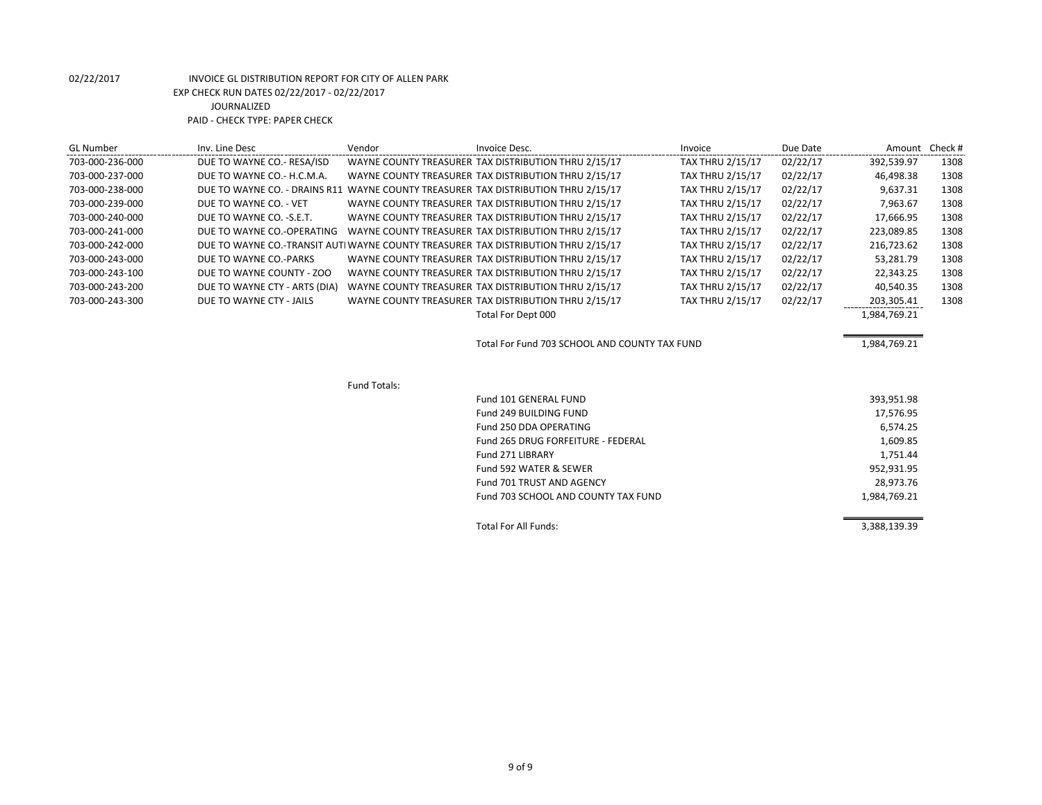02/22/2017 INVOICE GL DISTRIBUTION REPORT FOR CITY OF ALLEN PARK

EXP CHECK RUN DATES 02/22/2017 - 02/22/2017

JOURNALIZED

PAID - CHECK TYPE: PAPER CHECK

| GL Number | Inv. Line Desc | Vendor | Invoice Desc. | Invoice | Due Date | Amount | Check # |
|---|---|---|---|---|---|---|---|
| 703-000-236-000 | DUE TO WAYNE CO.- RESA/ISD | WAYNE COUNTY TREASURER | TAX DISTRIBUTION THRU 2/15/17 | TAX THRU 2/15/17 | 02/22/17 | 392,539.97 | 1308 |
| 703-000-237-000 | DUE TO WAYNE CO.- H.C.M.A. | WAYNE COUNTY TREASURER | TAX DISTRIBUTION THRU 2/15/17 | TAX THRU 2/15/17 | 02/22/17 | 46,498.38 | 1308 |
| 703-000-238-000 | DUE TO WAYNE CO. - DRAINS R11 | WAYNE COUNTY TREASURER | TAX DISTRIBUTION THRU 2/15/17 | TAX THRU 2/15/17 | 02/22/17 | 9,637.31 | 1308 |
| 703-000-239-000 | DUE TO WAYNE CO. - VET | WAYNE COUNTY TREASURER | TAX DISTRIBUTION THRU 2/15/17 | TAX THRU 2/15/17 | 02/22/17 | 7,963.67 | 1308 |
| 703-000-240-000 | DUE TO WAYNE CO. -S.E.T. | WAYNE COUNTY TREASURER | TAX DISTRIBUTION THRU 2/15/17 | TAX THRU 2/15/17 | 02/22/17 | 17,666.95 | 1308 |
| 703-000-241-000 | DUE TO WAYNE CO.-OPERATING | WAYNE COUNTY TREASURER | TAX DISTRIBUTION THRU 2/15/17 | TAX THRU 2/15/17 | 02/22/17 | 223,089.85 | 1308 |
| 703-000-242-000 | DUE TO WAYNE CO.-TRANSIT AUTI | WAYNE COUNTY TREASURER | TAX DISTRIBUTION THRU 2/15/17 | TAX THRU 2/15/17 | 02/22/17 | 216,723.62 | 1308 |
| 703-000-243-000 | DUE TO WAYNE CO.-PARKS | WAYNE COUNTY TREASURER | TAX DISTRIBUTION THRU 2/15/17 | TAX THRU 2/15/17 | 02/22/17 | 53,281.79 | 1308 |
| 703-000-243-100 | DUE TO WAYNE COUNTY - ZOO | WAYNE COUNTY TREASURER | TAX DISTRIBUTION THRU 2/15/17 | TAX THRU 2/15/17 | 02/22/17 | 22,343.25 | 1308 |
| 703-000-243-200 | DUE TO WAYNE CTY - ARTS (DIA) | WAYNE COUNTY TREASURER | TAX DISTRIBUTION THRU 2/15/17 | TAX THRU 2/15/17 | 02/22/17 | 40,540.35 | 1308 |
| 703-000-243-300 | DUE TO WAYNE CTY - JAILS | WAYNE COUNTY TREASURER | TAX DISTRIBUTION THRU 2/15/17 | TAX THRU 2/15/17 | 02/22/17 | 203,305.41 | 1308 |
| | | | Total For Dept 000 | | | 1,984,769.21 | |
| | | | Total For Fund 703 SCHOOL AND COUNTY TAX FUND | | | 1,984,769.21 | |

Fund Totals:

| | |
|---|---|
| Fund 101 GENERAL FUND | 393,951.98 |
| Fund 249 BUILDING FUND | 17,576.95 |
| Fund 250 DDA OPERATING | 6,574.25 |
| Fund 265 DRUG FORFEITURE - FEDERAL | 1,609.85 |
| Fund 271 LIBRARY | 1,751.44 |
| Fund 592 WATER & SEWER | 952,931.95 |
| Fund 701 TRUST AND AGENCY | 28,973.76 |
| Fund 703 SCHOOL AND COUNTY TAX FUND | 1,984,769.21 |
| Total For All Funds: | 3,388,139.39 |